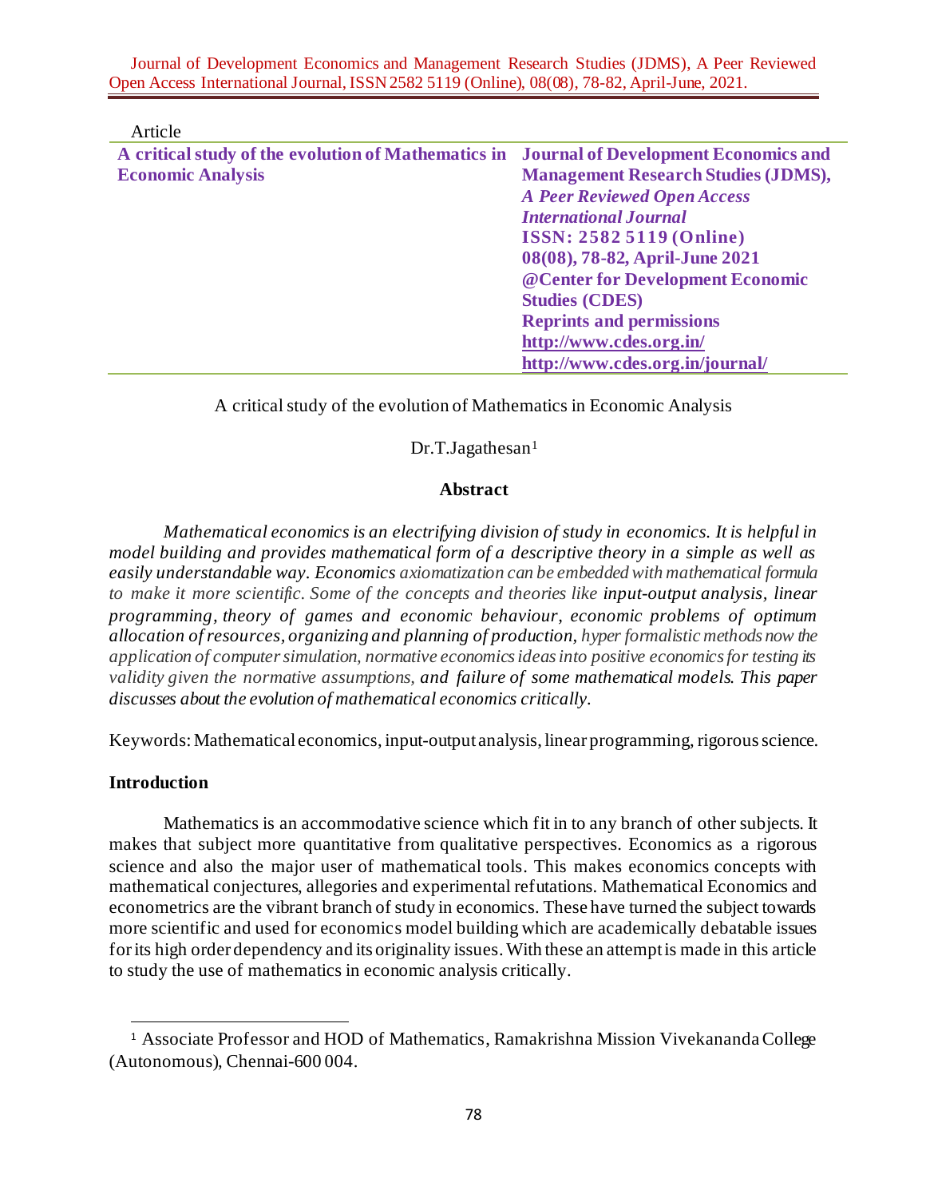Article

**A critical study of the evolution of Mathematics in Economic Analysis**

**Journal of Development Economics and Management Research Studies (JDMS),**
***A Peer Reviewed Open Access International Journal***
**ISSN: 2582 5119 (Online)**
**08(08), 78-82, April-June 2021**
**@Center for Development Economic Studies (CDES)**
**Reprints and permissions**
**http://www.cdes.org.in/**
**http://www.cdes.org.in/journal/**

# A critical study of the evolution of Mathematics in Economic Analysis

Dr.T.Jagathesan[1]

## Abstract

*Mathematical economics is an electrifying division of study in economics. It is helpful in model building and provides mathematical form of a descriptive theory in a simple as well as easily understandable way. Economics axiomatization can be embedded with mathematical formula to make it more scientific. Some of the concepts and theories like input-output analysis, linear programming, theory of games and economic behaviour, economic problems of optimum allocation of resources, organizing and planning of production, hyper formalistic methods now the application of computer simulation, normative economics ideas into positive economics for testing its validity given the normative assumptions, and failure of some mathematical models. This paper discusses about the evolution of mathematical economics critically.*

Keywords: Mathematical economics, input-output analysis, linear programming, rigorous science.

## Introduction

Mathematics is an accommodative science which fit in to any branch of other subjects. It makes that subject more quantitative from qualitative perspectives. Economics as a rigorous science and also the major user of mathematical tools. This makes economics concepts with mathematical conjectures, allegories and experimental refutations. Mathematical Economics and econometrics are the vibrant branch of study in economics. These have turned the subject towards more scientific and used for economics model building which are academically debatable issues for its high order dependency and its originality issues. With these an attempt is made in this article to study the use of mathematics in economic analysis critically.

[1] Associate Professor and HOD of Mathematics, Ramakrishna Mission Vivekananda College (Autonomous), Chennai-600 004.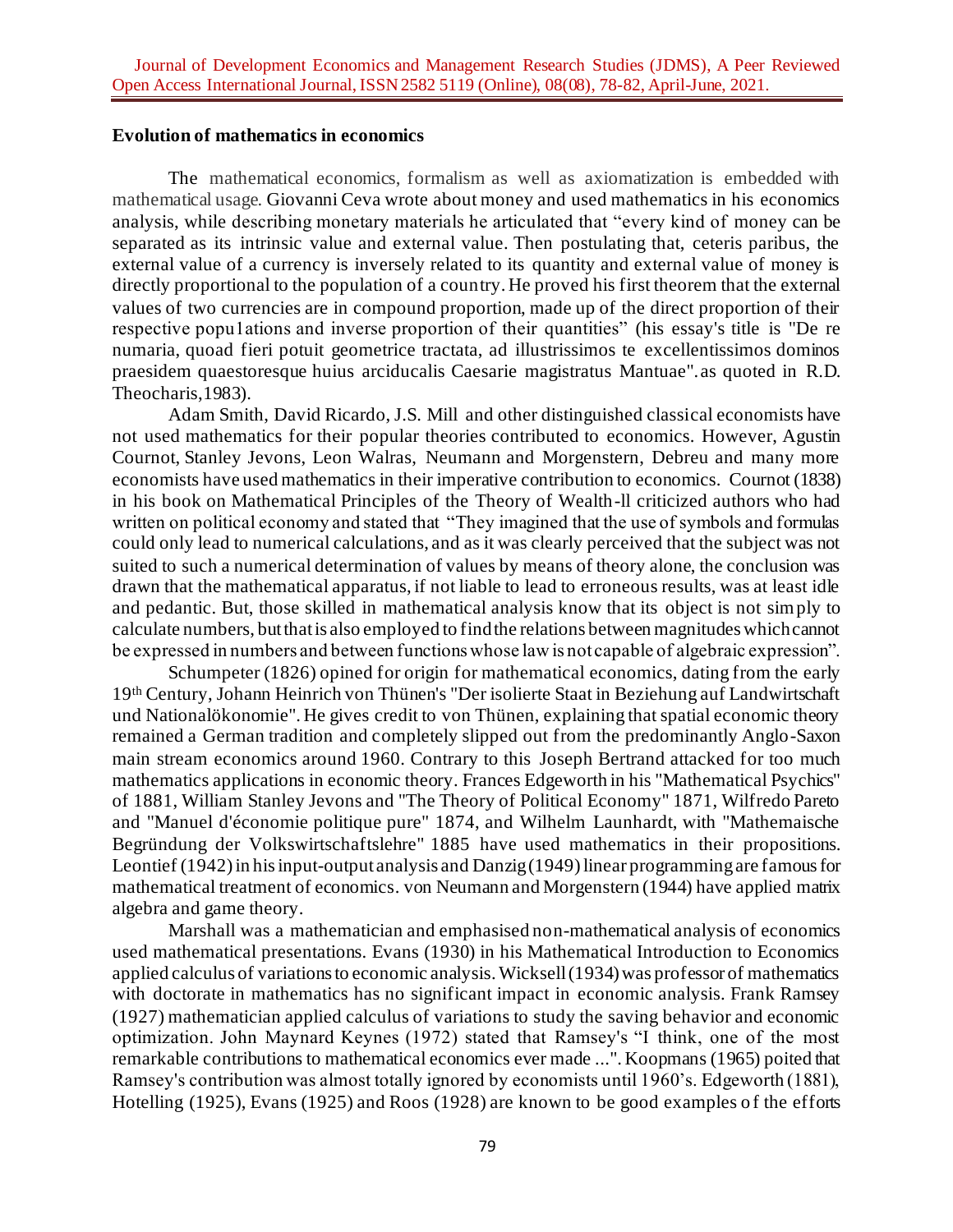## Evolution of mathematics in economics

The mathematical economics, formalism as well as axiomatization is embedded with mathematical usage. Giovanni Ceva wrote about money and used mathematics in his economics analysis, while describing monetary materials he articulated that "every kind of money can be separated as its intrinsic value and external value. Then postulating that, ceteris paribus, the external value of a currency is inversely related to its quantity and external value of money is directly proportional to the population of a country. He proved his first theorem that the external values of two currencies are in compound proportion, made up of the direct proportion of their respective popu1ations and inverse proportion of their quantities" (his essay's title is "De re numaria, quoad fieri potuit geometrice tractata, ad illustrissimos te excellentissimos dominos praesidem quaestoresque huius arciducalis Caesarie magistratus Mantuae". as quoted in R.D. Theocharis,1983).

Adam Smith, David Ricardo, J.S. Mill and other distinguished classical economists have not used mathematics for their popular theories contributed to economics. However, Agustin Cournot, Stanley Jevons, Leon Walras, Neumann and Morgenstern, Debreu and many more economists have used mathematics in their imperative contribution to economics. Cournot (1838) in his book on Mathematical Principles of the Theory of Wealth-ll criticized authors who had written on political economy and stated that "They imagined that the use of symbols and formulas could only lead to numerical calculations, and as it was clearly perceived that the subject was not suited to such a numerical determination of values by means of theory alone, the conclusion was drawn that the mathematical apparatus, if not liable to lead to erroneous results, was at least idle and pedantic. But, those skilled in mathematical analysis know that its object is not simply to calculate numbers, but that is also employed to find the relations between magnitudes which cannot be expressed in numbers and between functions whose law is not capable of algebraic expression".

Schumpeter (1826) opined for origin for mathematical economics, dating from the early 19th Century, Johann Heinrich von Thünen's "Der isolierte Staat in Beziehung auf Landwirtschaft und Nationalökonomie". He gives credit to von Thünen, explaining that spatial economic theory remained a German tradition and completely slipped out from the predominantly Anglo-Saxon main stream economics around 1960. Contrary to this Joseph Bertrand attacked for too much mathematics applications in economic theory. Frances Edgeworth in his "Mathematical Psychics" of 1881, William Stanley Jevons and "The Theory of Political Economy" 1871, Wilfredo Pareto and "Manuel d'économie politique pure" 1874, and Wilhelm Launhardt, with "Mathemaische Begründung der Volkswirtschaftslehre" 1885 have used mathematics in their propositions. Leontief (1942) in his input-output analysis and Danzig (1949) linear programming are famous for mathematical treatment of economics. von Neumann and Morgenstern (1944) have applied matrix algebra and game theory.

Marshall was a mathematician and emphasised non-mathematical analysis of economics used mathematical presentations. Evans (1930) in his Mathematical Introduction to Economics applied calculus of variations to economic analysis. Wicksell (1934) was professor of mathematics with doctorate in mathematics has no significant impact in economic analysis. Frank Ramsey (1927) mathematician applied calculus of variations to study the saving behavior and economic optimization. John Maynard Keynes (1972) stated that Ramsey's "I think, one of the most remarkable contributions to mathematical economics ever made ...". Koopmans (1965) poited that Ramsey's contribution was almost totally ignored by economists until 1960's. Edgeworth (1881), Hotelling (1925), Evans (1925) and Roos (1928) are known to be good examples of the efforts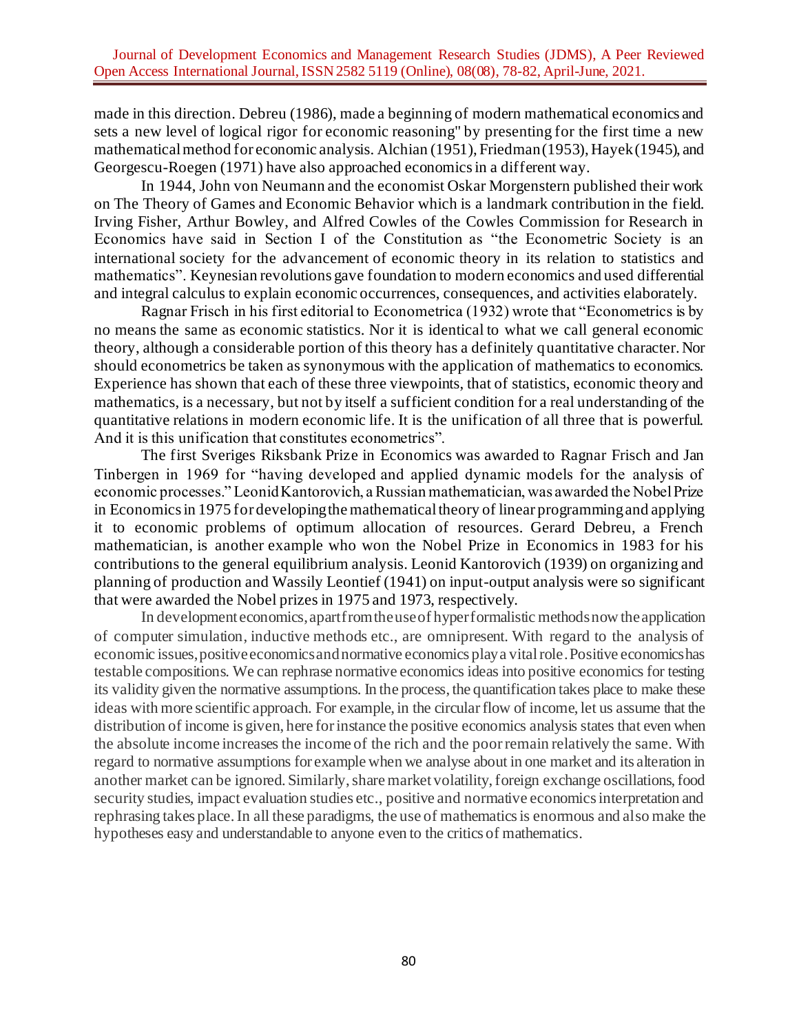made in this direction. Debreu (1986), made a beginning of modern mathematical economics and sets a new level of logical rigor for economic reasoning" by presenting for the first time a new mathematical method for economic analysis. Alchian (1951), Friedman (1953), Hayek (1945), and Georgescu-Roegen (1971) have also approached economics in a different way.

In 1944, John von Neumann and the economist Oskar Morgenstern published their work on The Theory of Games and Economic Behavior which is a landmark contribution in the field. Irving Fisher, Arthur Bowley, and Alfred Cowles of the Cowles Commission for Research in Economics have said in Section I of the Constitution as "the Econometric Society is an international society for the advancement of economic theory in its relation to statistics and mathematics". Keynesian revolutions gave foundation to modern economics and used differential and integral calculus to explain economic occurrences, consequences, and activities elaborately.

Ragnar Frisch in his first editorial to Econometrica (1932) wrote that "Econometrics is by no means the same as economic statistics. Nor it is identical to what we call general economic theory, although a considerable portion of this theory has a definitely quantitative character. Nor should econometrics be taken as synonymous with the application of mathematics to economics. Experience has shown that each of these three viewpoints, that of statistics, economic theory and mathematics, is a necessary, but not by itself a sufficient condition for a real understanding of the quantitative relations in modern economic life. It is the unification of all three that is powerful. And it is this unification that constitutes econometrics".

The first Sveriges Riksbank Prize in Economics was awarded to Ragnar Frisch and Jan Tinbergen in 1969 for "having developed and applied dynamic models for the analysis of economic processes." Leonid Kantorovich, a Russian mathematician, was awarded the Nobel Prize in Economics in 1975 for developing the mathematical theory of linear programming and applying it to economic problems of optimum allocation of resources. Gerard Debreu, a French mathematician, is another example who won the Nobel Prize in Economics in 1983 for his contributions to the general equilibrium analysis. Leonid Kantorovich (1939) on organizing and planning of production and Wassily Leontief (1941) on input-output analysis were so significant that were awarded the Nobel prizes in 1975 and 1973, respectively.

In development economics, apart from the use of hyper formalistic methods now the application of computer simulation, inductive methods etc., are omnipresent. With regard to the analysis of economic issues, positive economics and normative economics play a vital role. Positive economics has testable compositions. We can rephrase normative economics ideas into positive economics for testing its validity given the normative assumptions. In the process, the quantification takes place to make these ideas with more scientific approach. For example, in the circular flow of income, let us assume that the distribution of income is given, here for instance the positive economics analysis states that even when the absolute income increases the income of the rich and the poor remain relatively the same. With regard to normative assumptions for example when we analyse about in one market and its alteration in another market can be ignored. Similarly, share market volatility, foreign exchange oscillations, food security studies, impact evaluation studies etc., positive and normative economics interpretation and rephrasing takes place. In all these paradigms, the use of mathematics is enormous and also make the hypotheses easy and understandable to anyone even to the critics of mathematics.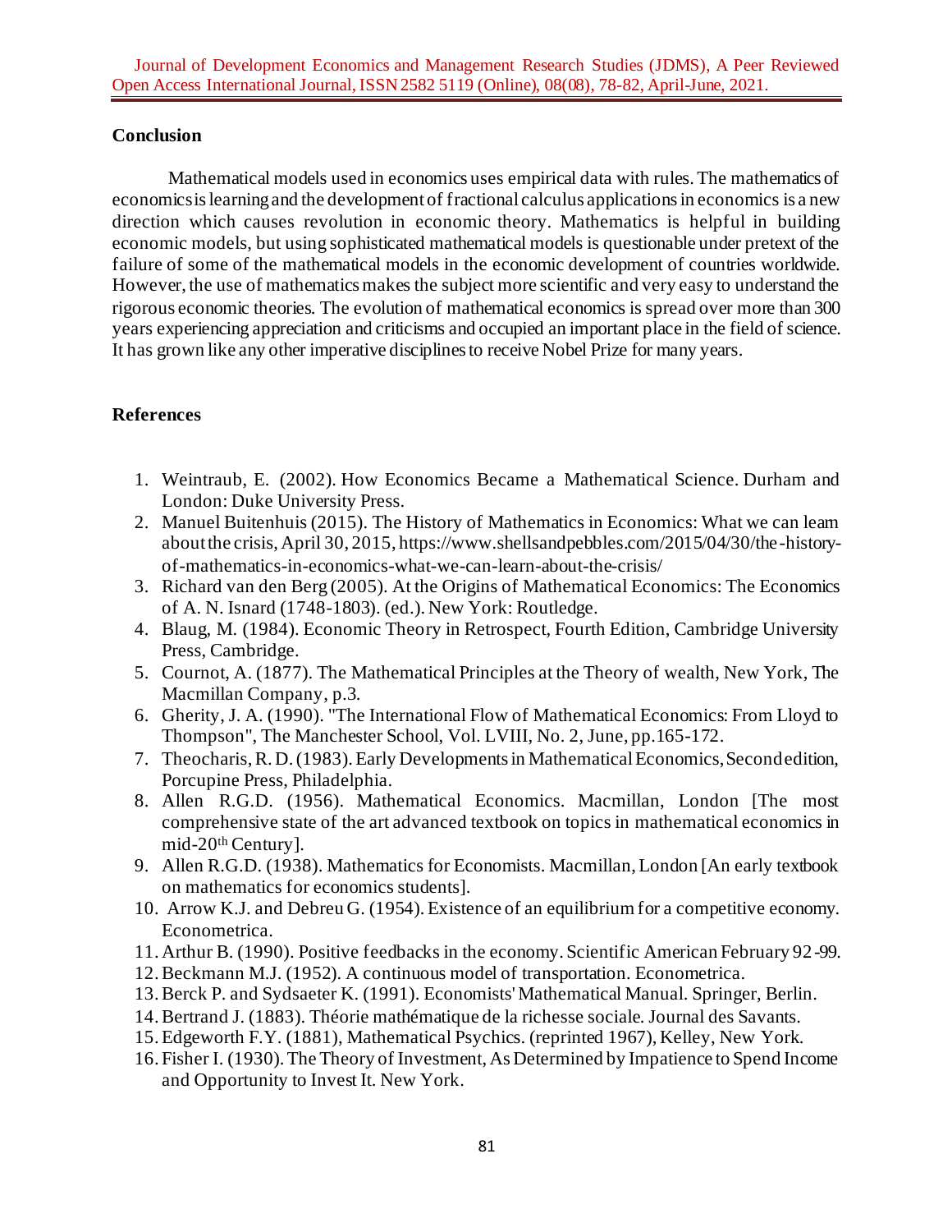## Conclusion

Mathematical models used in economics uses empirical data with rules. The mathematics of economics is learning and the development of fractional calculus applications in economics is a new direction which causes revolution in economic theory. Mathematics is helpful in building economic models, but using sophisticated mathematical models is questionable under pretext of the failure of some of the mathematical models in the economic development of countries worldwide. However, the use of mathematics makes the subject more scientific and very easy to understand the rigorous economic theories. The evolution of mathematical economics is spread over more than 300 years experiencing appreciation and criticisms and occupied an important place in the field of science. It has grown like any other imperative disciplines to receive Nobel Prize for many years.

## References

1. Weintraub, E. (2002). How Economics Became a Mathematical Science. Durham and London: Duke University Press.
2. Manuel Buitenhuis (2015). The History of Mathematics in Economics: What we can learn about the crisis, April 30, 2015, https://www.shellsandpebbles.com/2015/04/30/the-history-of-mathematics-in-economics-what-we-can-learn-about-the-crisis/
3. Richard van den Berg (2005). At the Origins of Mathematical Economics: The Economics of A. N. Isnard (1748-1803). (ed.). New York: Routledge.
4. Blaug, M. (1984). Economic Theory in Retrospect, Fourth Edition, Cambridge University Press, Cambridge.
5. Cournot, A. (1877). The Mathematical Principles at the Theory of wealth, New York, The Macmillan Company, p.3.
6. Gherity, J. A. (1990). "The International Flow of Mathematical Economics: From Lloyd to Thompson", The Manchester School, Vol. LVIII, No. 2, June, pp.165-172.
7. Theocharis, R. D. (1983). Early Developments in Mathematical Economics, Second edition, Porcupine Press, Philadelphia.
8. Allen R.G.D. (1956). Mathematical Economics. Macmillan, London [The most comprehensive state of the art advanced textbook on topics in mathematical economics in mid-20th Century].
9. Allen R.G.D. (1938). Mathematics for Economists. Macmillan, London [An early textbook on mathematics for economics students].
10. Arrow K.J. and Debreu G. (1954). Existence of an equilibrium for a competitive economy. Econometrica.
11. Arthur B. (1990). Positive feedbacks in the economy. Scientific American February 92-99.
12. Beckmann M.J. (1952). A continuous model of transportation. Econometrica.
13. Berck P. and Sydsaeter K. (1991). Economists' Mathematical Manual. Springer, Berlin.
14. Bertrand J. (1883). Théorie mathématique de la richesse sociale. Journal des Savants.
15. Edgeworth F.Y. (1881), Mathematical Psychics. (reprinted 1967), Kelley, New York.
16. Fisher I. (1930). The Theory of Investment, As Determined by Impatience to Spend Income and Opportunity to Invest It. New York.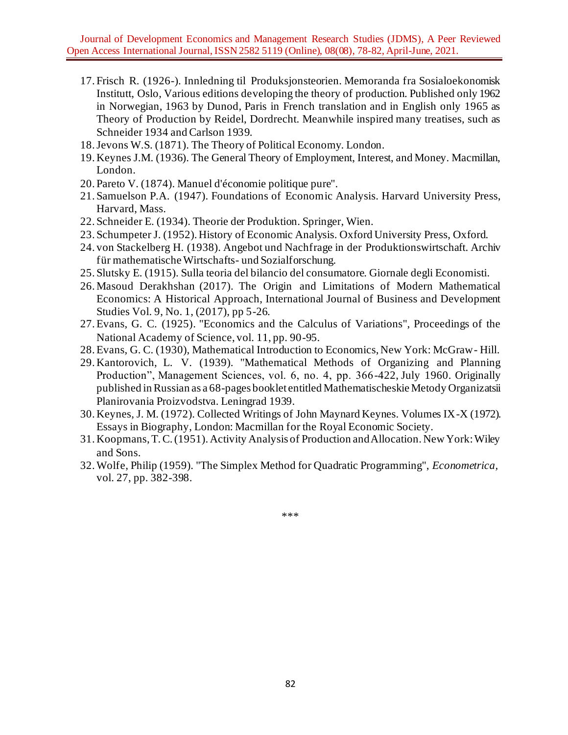17. Frisch R. (1926-). Innledning til Produksjonsteorien. Memoranda fra Sosialoekonomisk Institutt, Oslo, Various editions developing the theory of production. Published only 1962 in Norwegian, 1963 by Dunod, Paris in French translation and in English only 1965 as Theory of Production by Reidel, Dordrecht. Meanwhile inspired many treatises, such as Schneider 1934 and Carlson 1939.
18. Jevons W.S. (1871). The Theory of Political Economy. London.
19. Keynes J.M. (1936). The General Theory of Employment, Interest, and Money. Macmillan, London.
20. Pareto V. (1874). Manuel d'économie politique pure".
21. Samuelson P.A. (1947). Foundations of Economic Analysis. Harvard University Press, Harvard, Mass.
22. Schneider E. (1934). Theorie der Produktion. Springer, Wien.
23. Schumpeter J. (1952). History of Economic Analysis. Oxford University Press, Oxford.
24. von Stackelberg H. (1938). Angebot und Nachfrage in der Produktionswirtschaft. Archiv für mathematische Wirtschafts- und Sozialforschung.
25. Slutsky E. (1915). Sulla teoria del bilancio del consumatore. Giornale degli Economisti.
26. Masoud Derakhshan (2017). The Origin and Limitations of Modern Mathematical Economics: A Historical Approach, International Journal of Business and Development Studies Vol. 9, No. 1, (2017), pp 5-26.
27. Evans, G. C. (1925). "Economics and the Calculus of Variations", Proceedings of the National Academy of Science, vol. 11, pp. 90-95.
28. Evans, G. C. (1930), Mathematical Introduction to Economics, New York: McGraw- Hill.
29. Kantorovich, L. V. (1939). "Mathematical Methods of Organizing and Planning Production", Management Sciences, vol. 6, no. 4, pp. 366-422, July 1960. Originally published in Russian as a 68-pages booklet entitled Mathematischeskie Metody Organizatsii Planirovania Proizvodstva. Leningrad 1939.
30. Keynes, J. M. (1972). Collected Writings of John Maynard Keynes. Volumes IX-X (1972). Essays in Biography, London: Macmillan for the Royal Economic Society.
31. Koopmans, T. C. (1951). Activity Analysis of Production and Allocation. New York: Wiley and Sons.
32. Wolfe, Philip (1959). "The Simplex Method for Quadratic Programming", *Econometrica*, vol. 27, pp. 382-398.

***